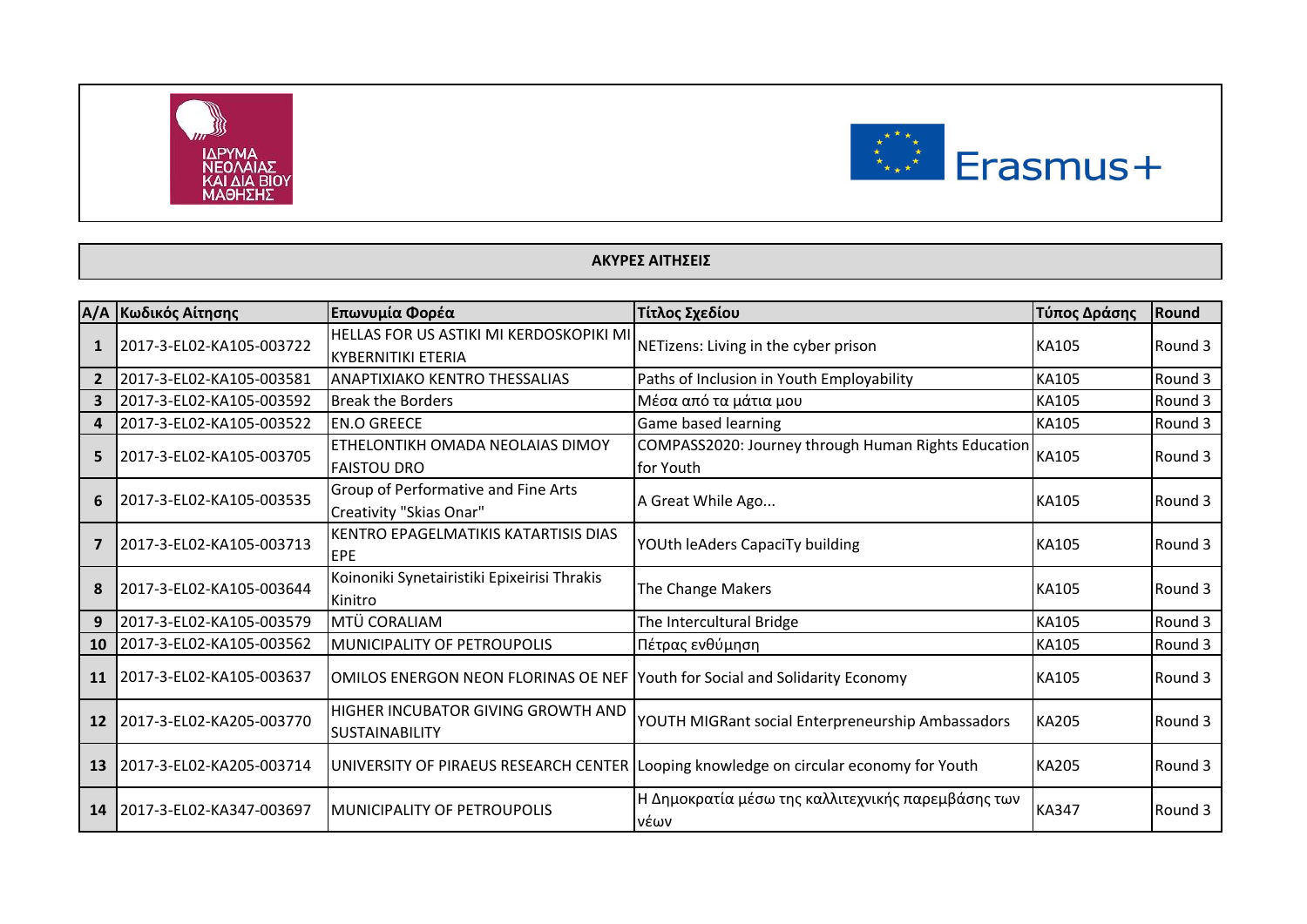ΙΔΡΥΜΑ ΝΕΟΛΑΙΑΣ ΚΑΙ ΔΙΑ ΒΙΟΥ ΜΑΘΗΣΗΣ

Erasmus+

## ΑΚΥΡΕΣ ΑΙΤΗΣΕΙΣ

| Α/Α | Κωδικός Αίτησης | Επωνυμία Φορέα | Τίτλος Σχεδίου | Τύπος Δράσης | Round |
|---|---|---|---|---|---|
| 1 | 2017-3-EL02-KA105-003722 | HELLAS FOR US ASTIKI MI KERDOSKOPIKI MI KYBERNITIKI ETERIA | NETizens: Living in the cyber prison | KA105 | Round 3 |
| 2 | 2017-3-EL02-KA105-003581 | ANAPTIXIAKO KENTRO THESSALIAS | Paths of Inclusion in Youth Employability | KA105 | Round 3 |
| 3 | 2017-3-EL02-KA105-003592 | Break the Borders | Μέσα από τα μάτια μου | KA105 | Round 3 |
| 4 | 2017-3-EL02-KA105-003522 | EN.O GREECE | Game based learning | KA105 | Round 3 |
| 5 | 2017-3-EL02-KA105-003705 | ETHELONTIKH OMADA NEOLAIAS DIMOY FAISTOU DRO | COMPASS2020: Journey through Human Rights Education for Youth | KA105 | Round 3 |
| 6 | 2017-3-EL02-KA105-003535 | Group of Performative and Fine Arts Creativity "Skias Onar" | A Great While Ago... | KA105 | Round 3 |
| 7 | 2017-3-EL02-KA105-003713 | KENTRO EPAGELMATIKIS KATARTISIS DIAS EPE | YOUth leAders CapaciTy building | KA105 | Round 3 |
| 8 | 2017-3-EL02-KA105-003644 | Koinoniki Synetairistiki Epixeirisi Thrakis Kinitro | The Change Makers | KA105 | Round 3 |
| 9 | 2017-3-EL02-KA105-003579 | MTÜ CORALIAM | The Intercultural Bridge | KA105 | Round 3 |
| 10 | 2017-3-EL02-KA105-003562 | MUNICIPALITY OF PETROUPOLIS | Πέτρας ενθύμηση | KA105 | Round 3 |
| 11 | 2017-3-EL02-KA105-003637 | OMILOS ENERGON NEON FLORINAS OE NEF | Youth for Social and Solidarity Economy | KA105 | Round 3 |
| 12 | 2017-3-EL02-KA205-003770 | HIGHER INCUBATOR GIVING GROWTH AND SUSTAINABILITY | YOUTH MIGRant social Enterpreneurship Ambassadors | KA205 | Round 3 |
| 13 | 2017-3-EL02-KA205-003714 | UNIVERSITY OF PIRAEUS RESEARCH CENTER | Looping knowledge on circular economy for Youth | KA205 | Round 3 |
| 14 | 2017-3-EL02-KA347-003697 | MUNICIPALITY OF PETROUPOLIS | Η Δημοκρατία μέσω της καλλιτεχνικής παρεμβάσης των νέων | KA347 | Round 3 |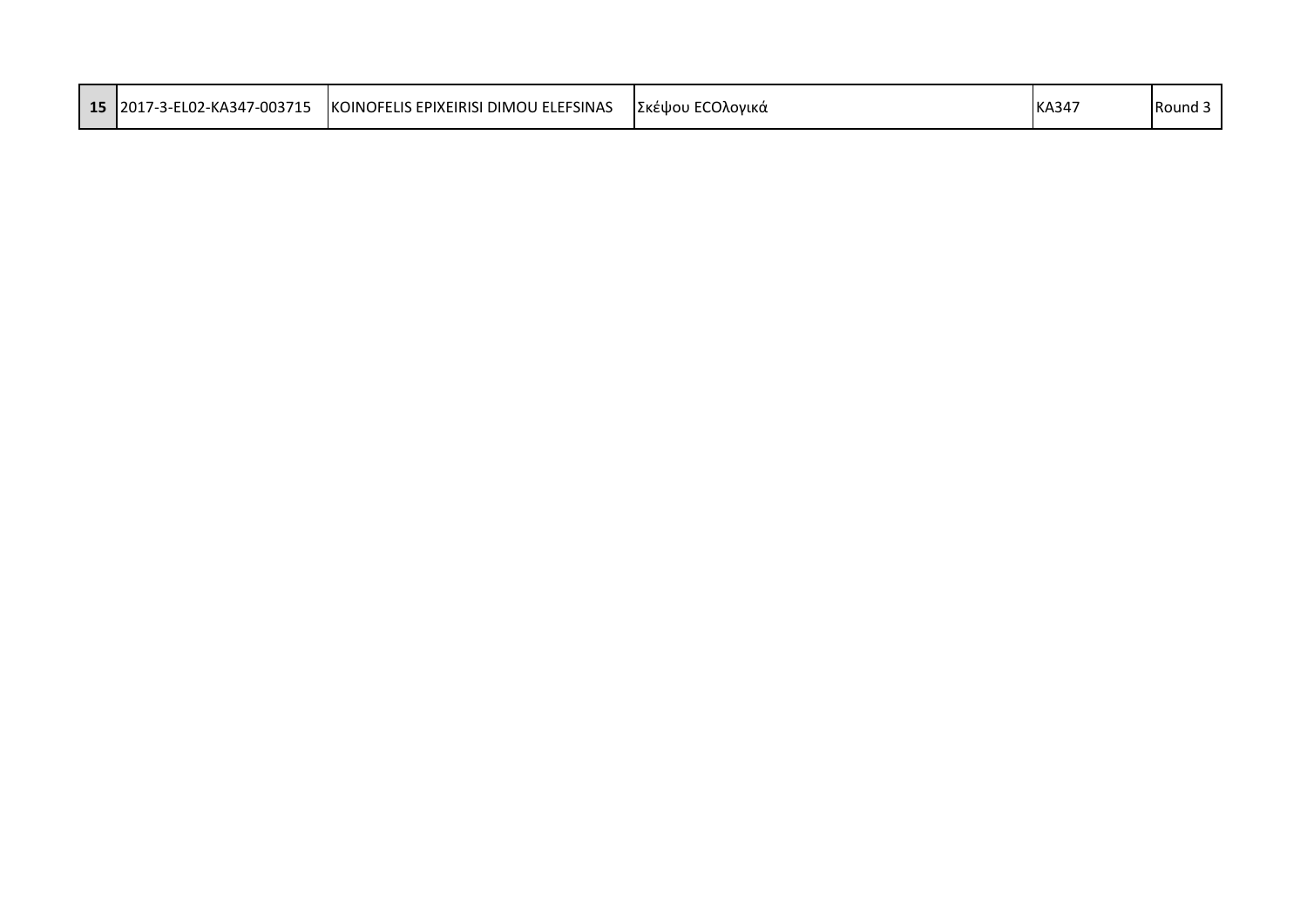| | | | | | |
|---|---|---|---|---|---|
| **15** | 2017-3-EL02-KA347-003715 | KOINOFELIS EPIXEIRISI DIMOU ELEFSINAS | Σκέψου ECOλογικά | KA347 | Round 3 |